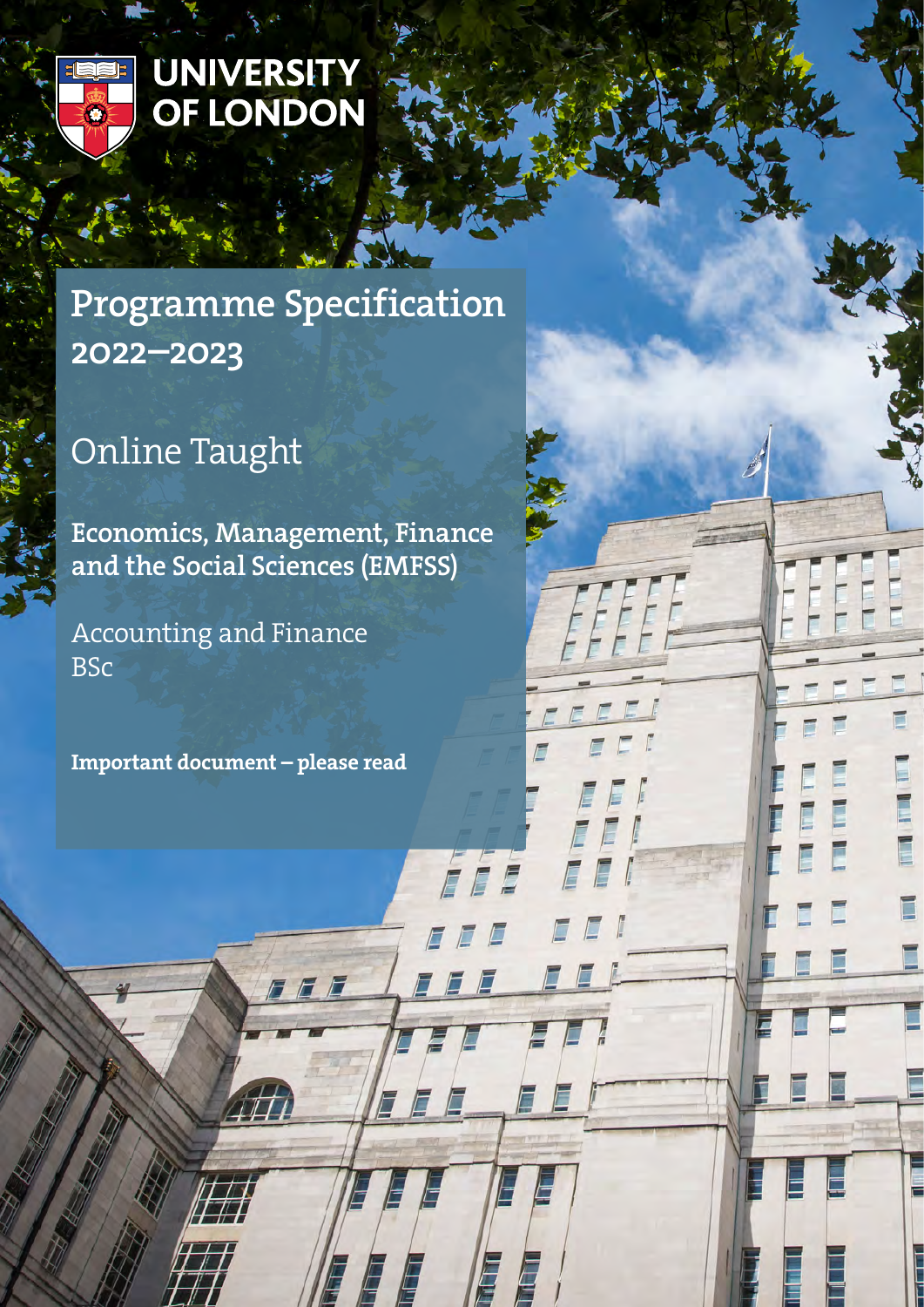UNIVERSITY OF LONDON

# Programme Specification 2022–2023

## Online Taught

**Economics, Management, Finance and the Social Sciences (EMFSS)**

Accounting and Finance
BSc

**Important document – please read**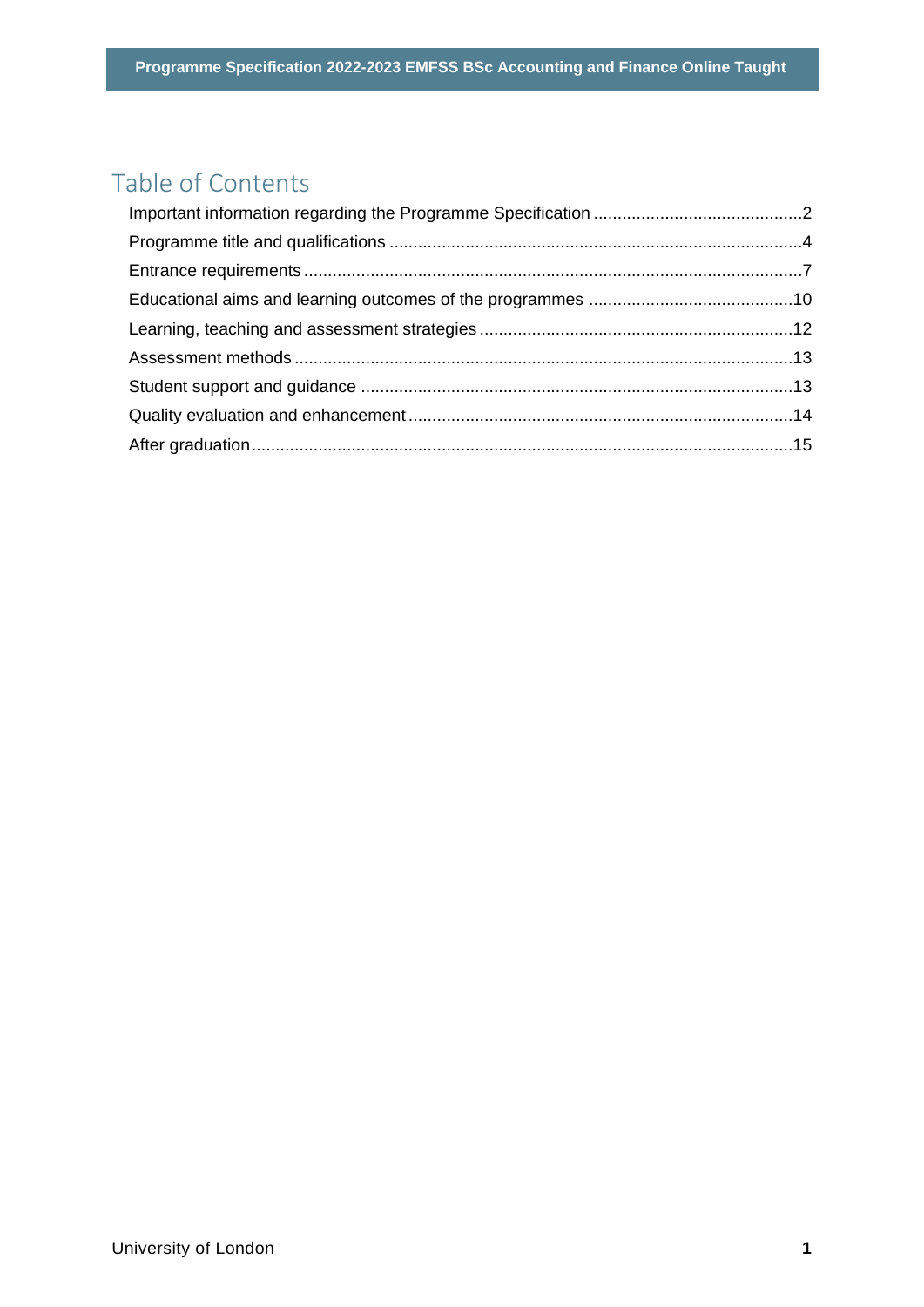# Table of Contents

Important information regarding the Programme Specification ............................................2

Programme title and qualifications ......................................................................................4

Entrance requirements ........................................................................................................7

Educational aims and learning outcomes of the programmes ...........................................10

Learning, teaching and assessment strategies ..................................................................12

Assessment methods .........................................................................................................13

Student support and guidance ...........................................................................................13

Quality evaluation and enhancement .................................................................................14

After graduation ..................................................................................................................15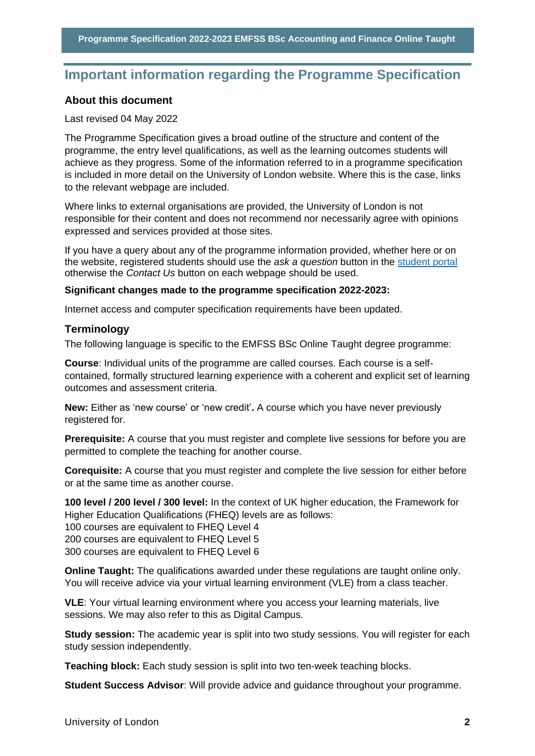# Important information regarding the Programme Specification

## About this document

Last revised 04 May 2022

The Programme Specification gives a broad outline of the structure and content of the programme, the entry level qualifications, as well as the learning outcomes students will achieve as they progress. Some of the information referred to in a programme specification is included in more detail on the University of London website. Where this is the case, links to the relevant webpage are included.

Where links to external organisations are provided, the University of London is not responsible for their content and does not recommend nor necessarily agree with opinions expressed and services provided at those sites.

If you have a query about any of the programme information provided, whether here or on the website, registered students should use the *ask a question* button in the student portal otherwise the *Contact Us* button on each webpage should be used.

**Significant changes made to the programme specification 2022-2023:**

Internet access and computer specification requirements have been updated.

## Terminology

The following language is specific to the EMFSS BSc Online Taught degree programme:

**Course**: Individual units of the programme are called courses. Each course is a self-contained, formally structured learning experience with a coherent and explicit set of learning outcomes and assessment criteria.

**New:** Either as 'new course' or 'new credit'**.** A course which you have never previously registered for.

**Prerequisite:** A course that you must register and complete live sessions for before you are permitted to complete the teaching for another course.

**Corequisite:** A course that you must register and complete the live session for either before or at the same time as another course.

**100 level / 200 level / 300 level:** In the context of UK higher education, the Framework for Higher Education Qualifications (FHEQ) levels are as follows:
100 courses are equivalent to FHEQ Level 4
200 courses are equivalent to FHEQ Level 5
300 courses are equivalent to FHEQ Level 6

**Online Taught:** The qualifications awarded under these regulations are taught online only. You will receive advice via your virtual learning environment (VLE) from a class teacher.

**VLE**: Your virtual learning environment where you access your learning materials, live sessions. We may also refer to this as Digital Campus.

**Study session:** The academic year is split into two study sessions. You will register for each study session independently.

**Teaching block:** Each study session is split into two ten-week teaching blocks.

**Student Success Advisor**: Will provide advice and guidance throughout your programme.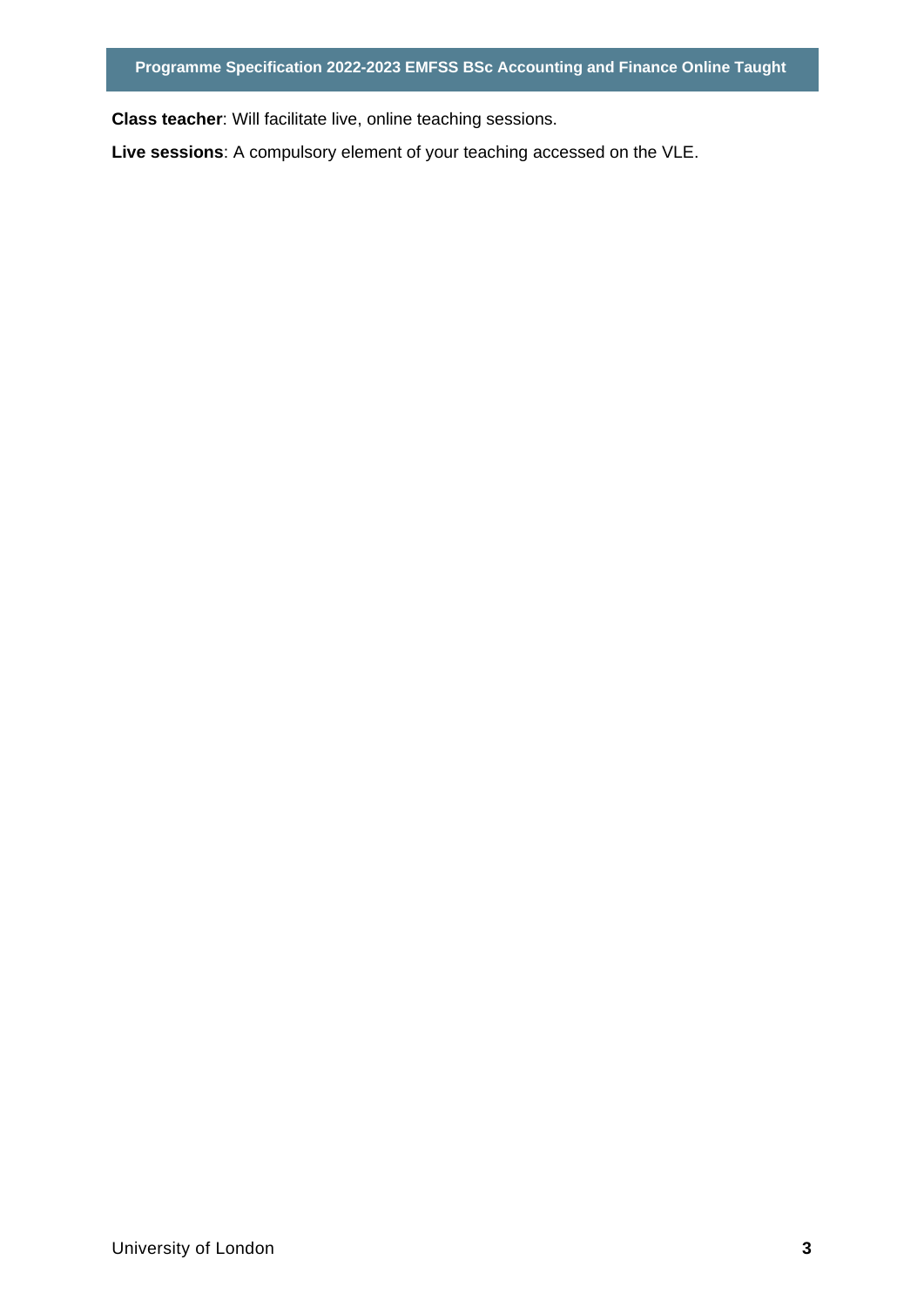**Class teacher**: Will facilitate live, online teaching sessions.

**Live sessions**: A compulsory element of your teaching accessed on the VLE.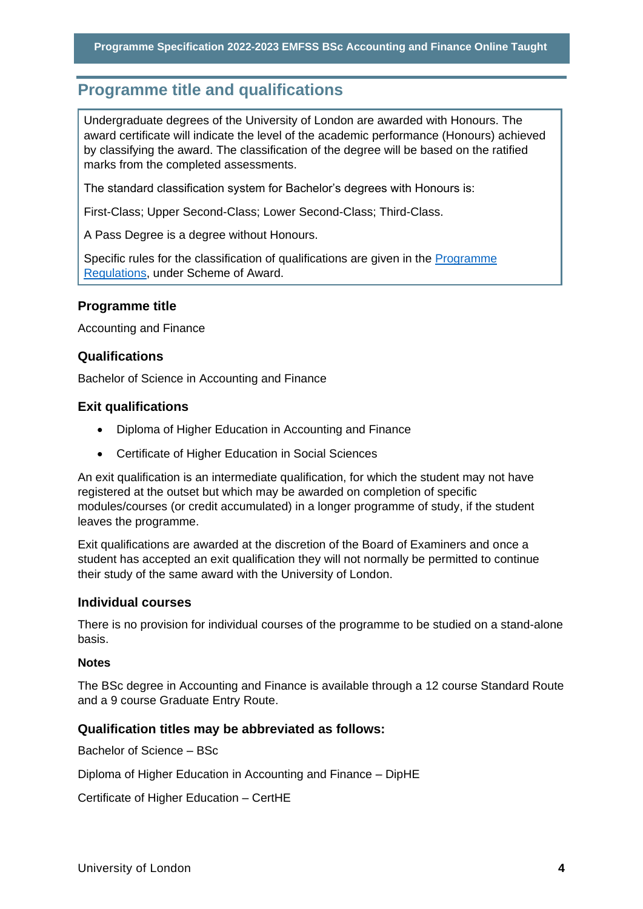## Programme title and qualifications

Undergraduate degrees of the University of London are awarded with Honours. The award certificate will indicate the level of the academic performance (Honours) achieved by classifying the award. The classification of the degree will be based on the ratified marks from the completed assessments.

The standard classification system for Bachelor's degrees with Honours is:

First-Class; Upper Second-Class; Lower Second-Class; Third-Class.

A Pass Degree is a degree without Honours.

Specific rules for the classification of qualifications are given in the [Programme Regulations](), under Scheme of Award.

### Programme title

Accounting and Finance

### Qualifications

Bachelor of Science in Accounting and Finance

### Exit qualifications

- Diploma of Higher Education in Accounting and Finance
- Certificate of Higher Education in Social Sciences

An exit qualification is an intermediate qualification, for which the student may not have registered at the outset but which may be awarded on completion of specific modules/courses (or credit accumulated) in a longer programme of study, if the student leaves the programme.

Exit qualifications are awarded at the discretion of the Board of Examiners and once a student has accepted an exit qualification they will not normally be permitted to continue their study of the same award with the University of London.

### Individual courses

There is no provision for individual courses of the programme to be studied on a stand-alone basis.

#### Notes

The BSc degree in Accounting and Finance is available through a 12 course Standard Route and a 9 course Graduate Entry Route.

### Qualification titles may be abbreviated as follows:

Bachelor of Science – BSc

Diploma of Higher Education in Accounting and Finance – DipHE

Certificate of Higher Education – CertHE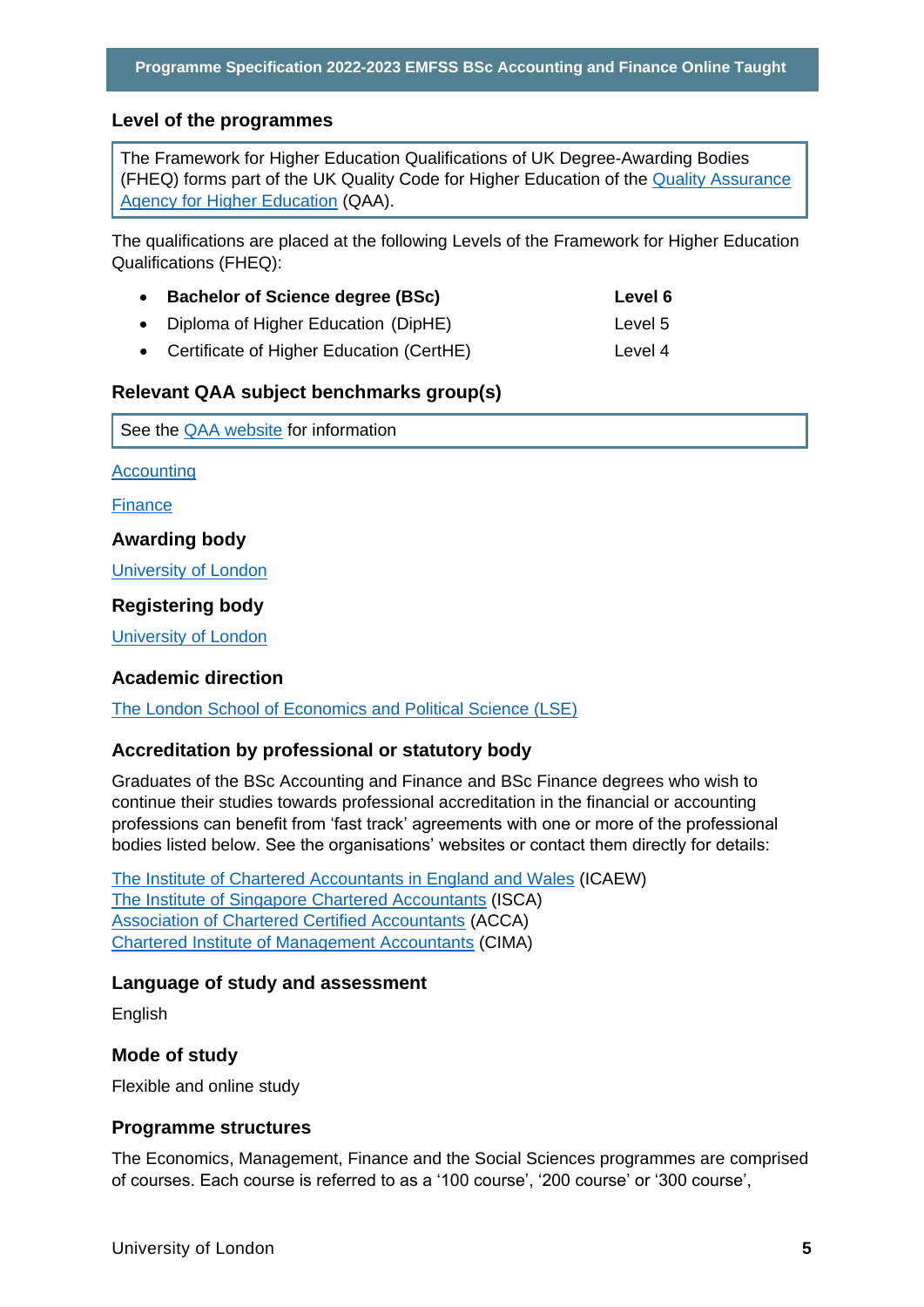## Level of the programmes

The Framework for Higher Education Qualifications of UK Degree-Awarding Bodies (FHEQ) forms part of the UK Quality Code for Higher Education of the Quality Assurance Agency for Higher Education (QAA).

The qualifications are placed at the following Levels of the Framework for Higher Education Qualifications (FHEQ):

- **Bachelor of Science degree (BSc)** — **Level 6**
- Diploma of Higher Education (DipHE) — Level 5
- Certificate of Higher Education (CertHE) — Level 4

## Relevant QAA subject benchmarks group(s)

See the QAA website for information

Accounting

Finance

## Awarding body

University of London

## Registering body

University of London

## Academic direction

The London School of Economics and Political Science (LSE)

## Accreditation by professional or statutory body

Graduates of the BSc Accounting and Finance and BSc Finance degrees who wish to continue their studies towards professional accreditation in the financial or accounting professions can benefit from 'fast track' agreements with one or more of the professional bodies listed below. See the organisations' websites or contact them directly for details:

The Institute of Chartered Accountants in England and Wales (ICAEW)
The Institute of Singapore Chartered Accountants (ISCA)
Association of Chartered Certified Accountants (ACCA)
Chartered Institute of Management Accountants (CIMA)

## Language of study and assessment

English

## Mode of study

Flexible and online study

## Programme structures

The Economics, Management, Finance and the Social Sciences programmes are comprised of courses. Each course is referred to as a '100 course', '200 course' or '300 course',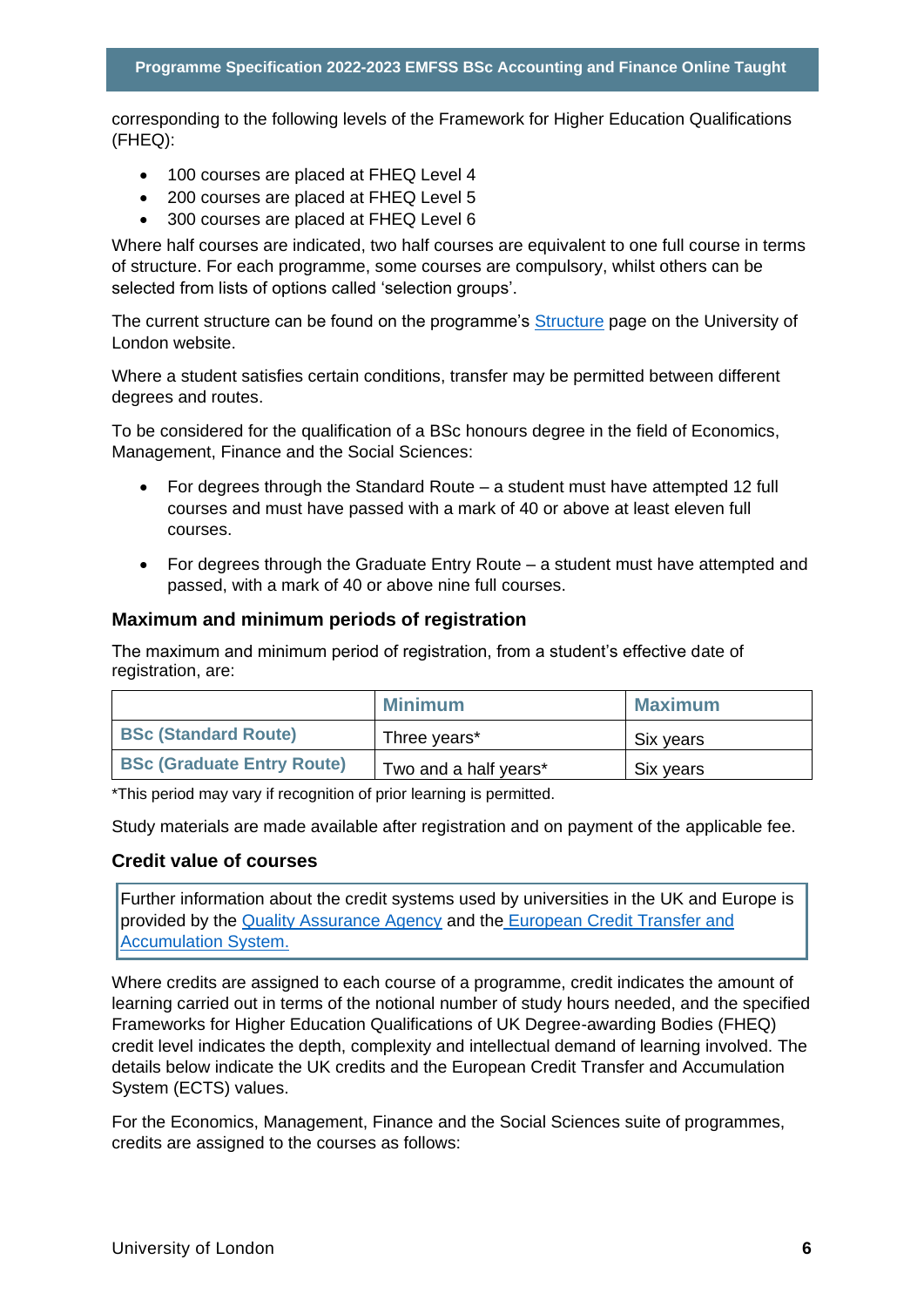corresponding to the following levels of the Framework for Higher Education Qualifications (FHEQ):

- 100 courses are placed at FHEQ Level 4
- 200 courses are placed at FHEQ Level 5
- 300 courses are placed at FHEQ Level 6

Where half courses are indicated, two half courses are equivalent to one full course in terms of structure. For each programme, some courses are compulsory, whilst others can be selected from lists of options called 'selection groups'.

The current structure can be found on the programme's Structure page on the University of London website.

Where a student satisfies certain conditions, transfer may be permitted between different degrees and routes.

To be considered for the qualification of a BSc honours degree in the field of Economics, Management, Finance and the Social Sciences:

- For degrees through the Standard Route – a student must have attempted 12 full courses and must have passed with a mark of 40 or above at least eleven full courses.
- For degrees through the Graduate Entry Route – a student must have attempted and passed, with a mark of 40 or above nine full courses.

### Maximum and minimum periods of registration

The maximum and minimum period of registration, from a student's effective date of registration, are:

| | Minimum | Maximum |
|---|---|---|
| **BSc (Standard Route)** | Three years* | Six years |
| **BSc (Graduate Entry Route)** | Two and a half years* | Six years |

*This period may vary if recognition of prior learning is permitted.

Study materials are made available after registration and on payment of the applicable fee.

### Credit value of courses

Further information about the credit systems used by universities in the UK and Europe is provided by the Quality Assurance Agency and the European Credit Transfer and Accumulation System.

Where credits are assigned to each course of a programme, credit indicates the amount of learning carried out in terms of the notional number of study hours needed, and the specified Frameworks for Higher Education Qualifications of UK Degree-awarding Bodies (FHEQ) credit level indicates the depth, complexity and intellectual demand of learning involved. The details below indicate the UK credits and the European Credit Transfer and Accumulation System (ECTS) values.

For the Economics, Management, Finance and the Social Sciences suite of programmes, credits are assigned to the courses as follows: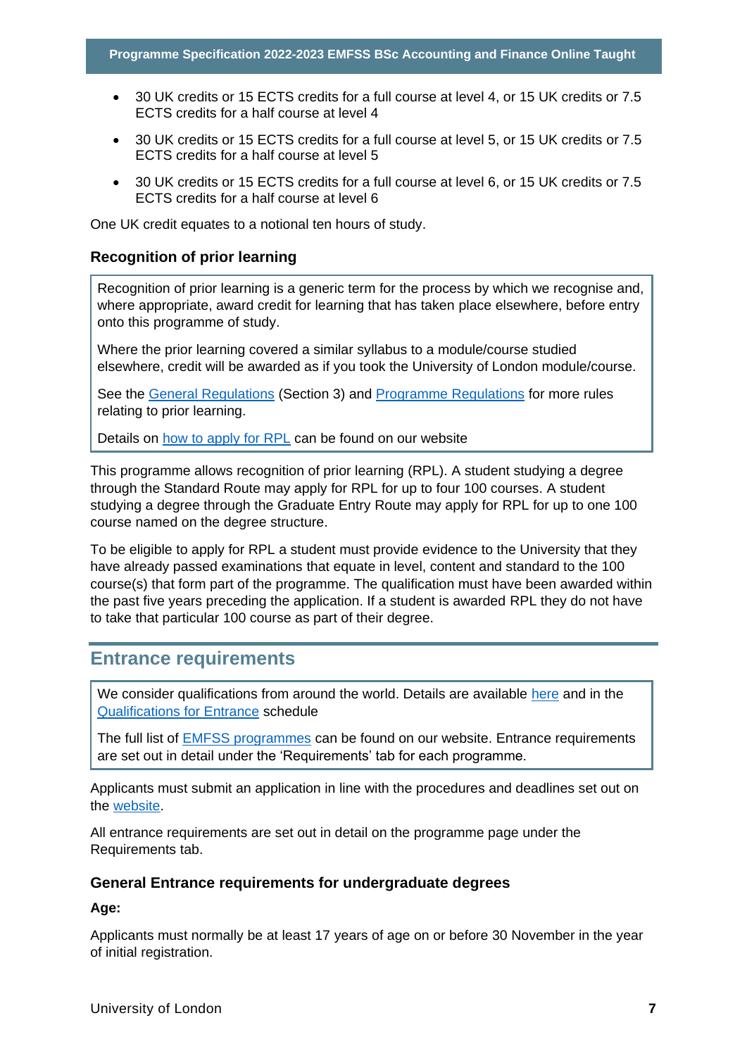- 30 UK credits or 15 ECTS credits for a full course at level 4, or 15 UK credits or 7.5 ECTS credits for a half course at level 4
- 30 UK credits or 15 ECTS credits for a full course at level 5, or 15 UK credits or 7.5 ECTS credits for a half course at level 5
- 30 UK credits or 15 ECTS credits for a full course at level 6, or 15 UK credits or 7.5 ECTS credits for a half course at level 6

One UK credit equates to a notional ten hours of study.

### Recognition of prior learning

Recognition of prior learning is a generic term for the process by which we recognise and, where appropriate, award credit for learning that has taken place elsewhere, before entry onto this programme of study.

Where the prior learning covered a similar syllabus to a module/course studied elsewhere, credit will be awarded as if you took the University of London module/course.

See the General Regulations (Section 3) and Programme Regulations for more rules relating to prior learning.

Details on how to apply for RPL can be found on our website

This programme allows recognition of prior learning (RPL). A student studying a degree through the Standard Route may apply for RPL for up to four 100 courses. A student studying a degree through the Graduate Entry Route may apply for RPL for up to one 100 course named on the degree structure.

To be eligible to apply for RPL a student must provide evidence to the University that they have already passed examinations that equate in level, content and standard to the 100 course(s) that form part of the programme. The qualification must have been awarded within the past five years preceding the application. If a student is awarded RPL they do not have to take that particular 100 course as part of their degree.

## Entrance requirements

We consider qualifications from around the world. Details are available here and in the Qualifications for Entrance schedule

The full list of EMFSS programmes can be found on our website. Entrance requirements are set out in detail under the 'Requirements' tab for each programme.

Applicants must submit an application in line with the procedures and deadlines set out on the website.

All entrance requirements are set out in detail on the programme page under the Requirements tab.

### General Entrance requirements for undergraduate degrees

**Age:**

Applicants must normally be at least 17 years of age on or before 30 November in the year of initial registration.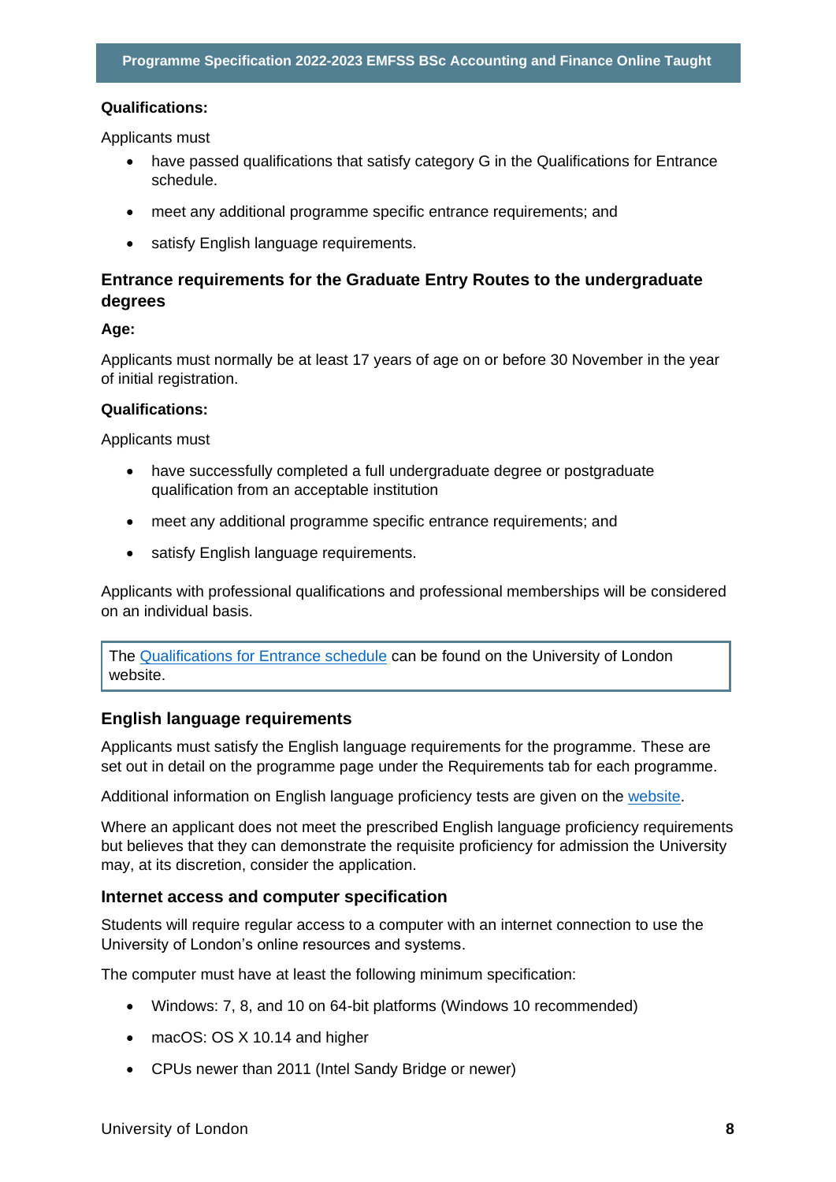**Qualifications:**

Applicants must

- have passed qualifications that satisfy category G in the Qualifications for Entrance schedule.
- meet any additional programme specific entrance requirements; and
- satisfy English language requirements.

## Entrance requirements for the Graduate Entry Routes to the undergraduate degrees

**Age:**

Applicants must normally be at least 17 years of age on or before 30 November in the year of initial registration.

**Qualifications:**

Applicants must

- have successfully completed a full undergraduate degree or postgraduate qualification from an acceptable institution
- meet any additional programme specific entrance requirements; and
- satisfy English language requirements.

Applicants with professional qualifications and professional memberships will be considered on an individual basis.

The Qualifications for Entrance schedule can be found on the University of London website.

### English language requirements

Applicants must satisfy the English language requirements for the programme. These are set out in detail on the programme page under the Requirements tab for each programme.

Additional information on English language proficiency tests are given on the website.

Where an applicant does not meet the prescribed English language proficiency requirements but believes that they can demonstrate the requisite proficiency for admission the University may, at its discretion, consider the application.

### Internet access and computer specification

Students will require regular access to a computer with an internet connection to use the University of London's online resources and systems.

The computer must have at least the following minimum specification:

- Windows: 7, 8, and 10 on 64-bit platforms (Windows 10 recommended)
- macOS: OS X 10.14 and higher
- CPUs newer than 2011 (Intel Sandy Bridge or newer)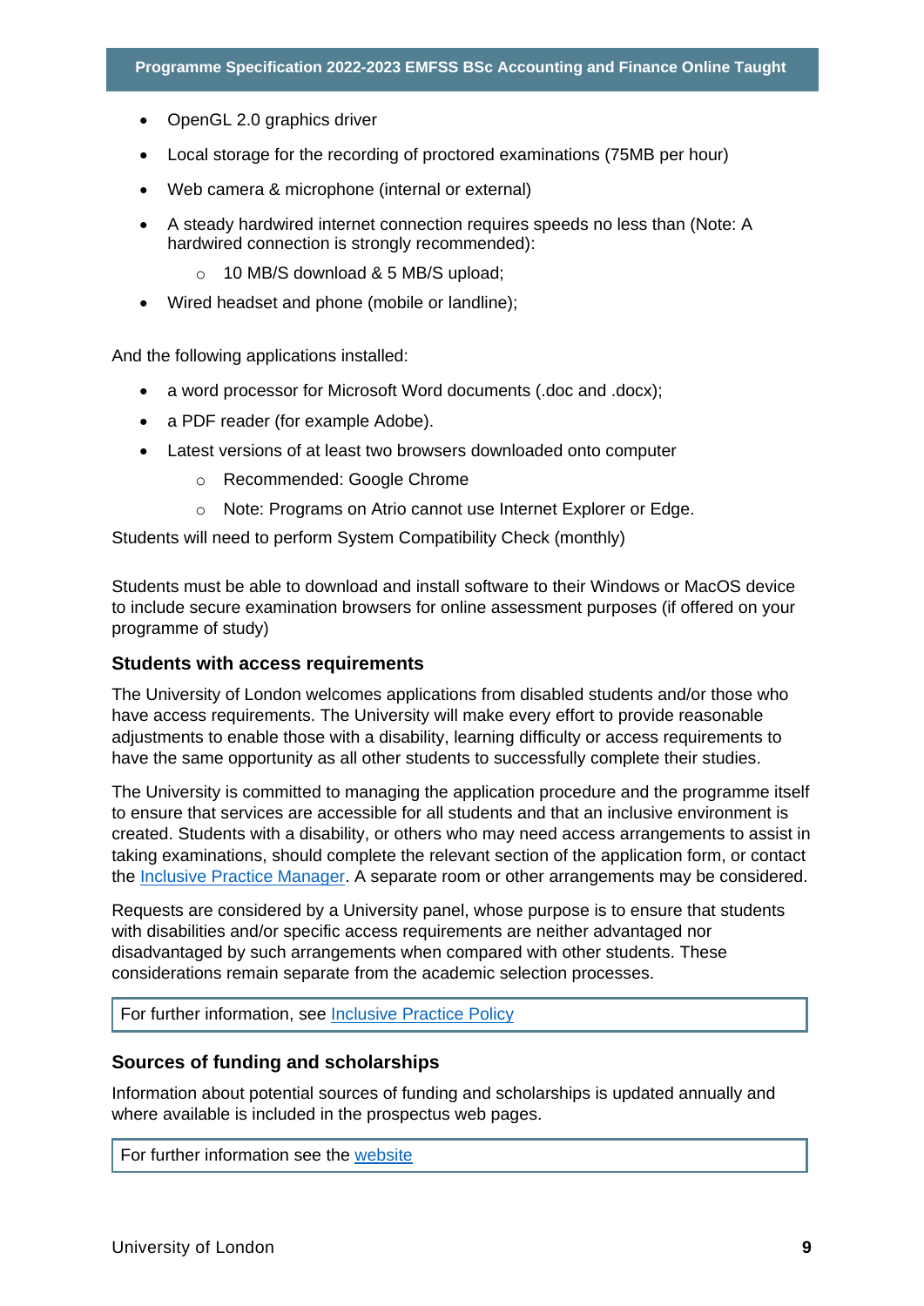- OpenGL 2.0 graphics driver
- Local storage for the recording of proctored examinations (75MB per hour)
- Web camera & microphone (internal or external)
- A steady hardwired internet connection requires speeds no less than (Note: A hardwired connection is strongly recommended):
  - 10 MB/S download & 5 MB/S upload;
- Wired headset and phone (mobile or landline);

And the following applications installed:

- a word processor for Microsoft Word documents (.doc and .docx);
- a PDF reader (for example Adobe).
- Latest versions of at least two browsers downloaded onto computer
  - Recommended: Google Chrome
  - Note: Programs on Atrio cannot use Internet Explorer or Edge.

Students will need to perform System Compatibility Check (monthly)

Students must be able to download and install software to their Windows or MacOS device to include secure examination browsers for online assessment purposes (if offered on your programme of study)

### Students with access requirements

The University of London welcomes applications from disabled students and/or those who have access requirements. The University will make every effort to provide reasonable adjustments to enable those with a disability, learning difficulty or access requirements to have the same opportunity as all other students to successfully complete their studies.

The University is committed to managing the application procedure and the programme itself to ensure that services are accessible for all students and that an inclusive environment is created. Students with a disability, or others who may need access arrangements to assist in taking examinations, should complete the relevant section of the application form, or contact the Inclusive Practice Manager. A separate room or other arrangements may be considered.

Requests are considered by a University panel, whose purpose is to ensure that students with disabilities and/or specific access requirements are neither advantaged nor disadvantaged by such arrangements when compared with other students. These considerations remain separate from the academic selection processes.

For further information, see Inclusive Practice Policy

### Sources of funding and scholarships

Information about potential sources of funding and scholarships is updated annually and where available is included in the prospectus web pages.

For further information see the website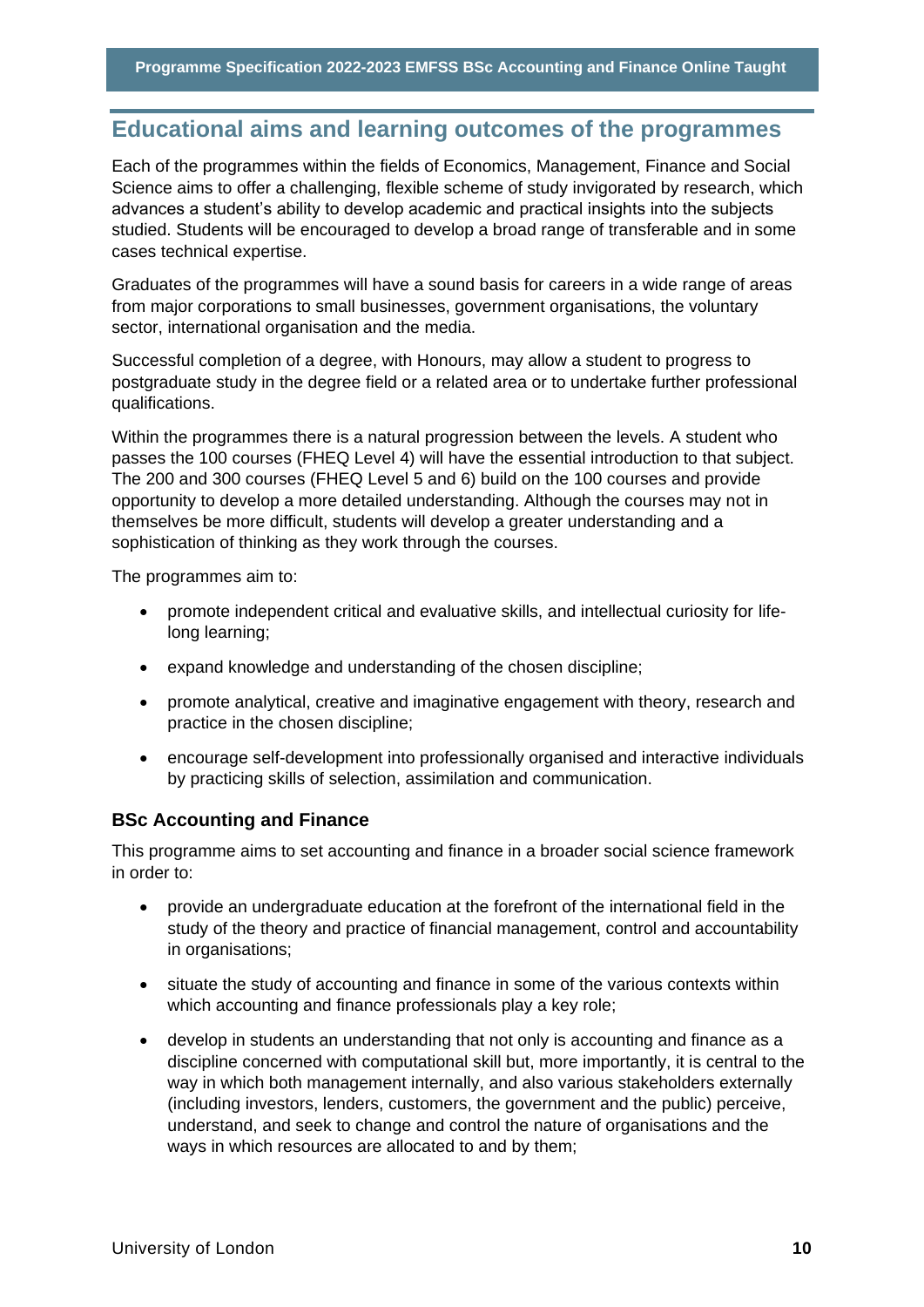## Educational aims and learning outcomes of the programmes

Each of the programmes within the fields of Economics, Management, Finance and Social Science aims to offer a challenging, flexible scheme of study invigorated by research, which advances a student's ability to develop academic and practical insights into the subjects studied. Students will be encouraged to develop a broad range of transferable and in some cases technical expertise.

Graduates of the programmes will have a sound basis for careers in a wide range of areas from major corporations to small businesses, government organisations, the voluntary sector, international organisation and the media.

Successful completion of a degree, with Honours, may allow a student to progress to postgraduate study in the degree field or a related area or to undertake further professional qualifications.

Within the programmes there is a natural progression between the levels. A student who passes the 100 courses (FHEQ Level 4) will have the essential introduction to that subject. The 200 and 300 courses (FHEQ Level 5 and 6) build on the 100 courses and provide opportunity to develop a more detailed understanding. Although the courses may not in themselves be more difficult, students will develop a greater understanding and a sophistication of thinking as they work through the courses.

The programmes aim to:

- promote independent critical and evaluative skills, and intellectual curiosity for life-long learning;
- expand knowledge and understanding of the chosen discipline;
- promote analytical, creative and imaginative engagement with theory, research and practice in the chosen discipline;
- encourage self-development into professionally organised and interactive individuals by practicing skills of selection, assimilation and communication.

### BSc Accounting and Finance

This programme aims to set accounting and finance in a broader social science framework in order to:

- provide an undergraduate education at the forefront of the international field in the study of the theory and practice of financial management, control and accountability in organisations;
- situate the study of accounting and finance in some of the various contexts within which accounting and finance professionals play a key role;
- develop in students an understanding that not only is accounting and finance as a discipline concerned with computational skill but, more importantly, it is central to the way in which both management internally, and also various stakeholders externally (including investors, lenders, customers, the government and the public) perceive, understand, and seek to change and control the nature of organisations and the ways in which resources are allocated to and by them;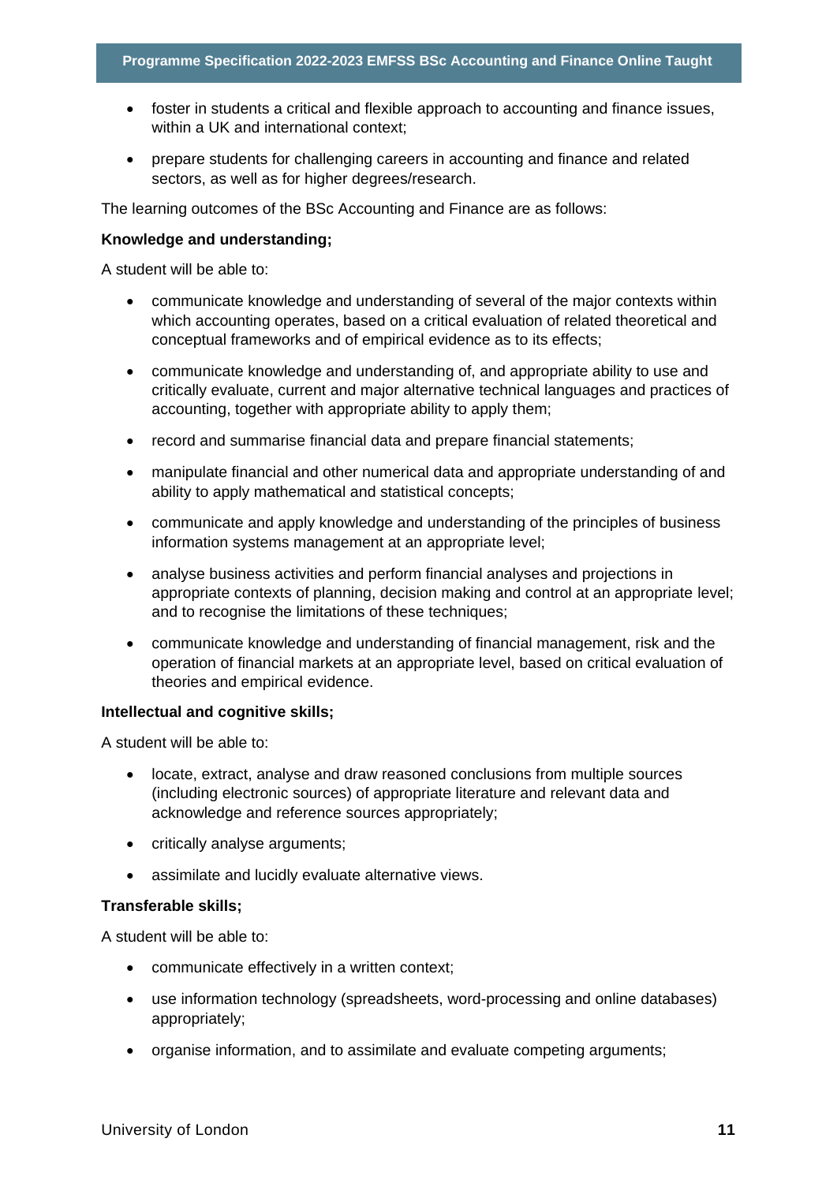- foster in students a critical and flexible approach to accounting and finance issues, within a UK and international context;
- prepare students for challenging careers in accounting and finance and related sectors, as well as for higher degrees/research.

The learning outcomes of the BSc Accounting and Finance are as follows:

**Knowledge and understanding;**

A student will be able to:

- communicate knowledge and understanding of several of the major contexts within which accounting operates, based on a critical evaluation of related theoretical and conceptual frameworks and of empirical evidence as to its effects;
- communicate knowledge and understanding of, and appropriate ability to use and critically evaluate, current and major alternative technical languages and practices of accounting, together with appropriate ability to apply them;
- record and summarise financial data and prepare financial statements;
- manipulate financial and other numerical data and appropriate understanding of and ability to apply mathematical and statistical concepts;
- communicate and apply knowledge and understanding of the principles of business information systems management at an appropriate level;
- analyse business activities and perform financial analyses and projections in appropriate contexts of planning, decision making and control at an appropriate level; and to recognise the limitations of these techniques;
- communicate knowledge and understanding of financial management, risk and the operation of financial markets at an appropriate level, based on critical evaluation of theories and empirical evidence.

**Intellectual and cognitive skills;**

A student will be able to:

- locate, extract, analyse and draw reasoned conclusions from multiple sources (including electronic sources) of appropriate literature and relevant data and acknowledge and reference sources appropriately;
- critically analyse arguments;
- assimilate and lucidly evaluate alternative views.

**Transferable skills;**

A student will be able to:

- communicate effectively in a written context;
- use information technology (spreadsheets, word-processing and online databases) appropriately;
- organise information, and to assimilate and evaluate competing arguments;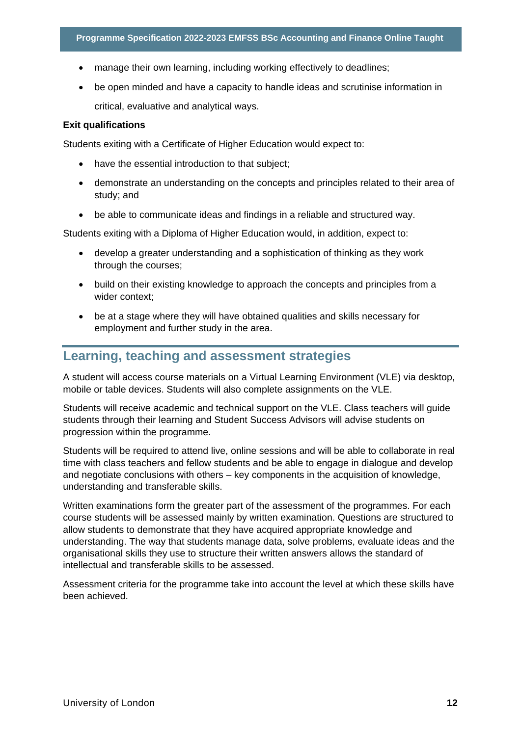- manage their own learning, including working effectively to deadlines;
- be open minded and have a capacity to handle ideas and scrutinise information in critical, evaluative and analytical ways.

**Exit qualifications**

Students exiting with a Certificate of Higher Education would expect to:

- have the essential introduction to that subject;
- demonstrate an understanding on the concepts and principles related to their area of study; and
- be able to communicate ideas and findings in a reliable and structured way.

Students exiting with a Diploma of Higher Education would, in addition, expect to:

- develop a greater understanding and a sophistication of thinking as they work through the courses;
- build on their existing knowledge to approach the concepts and principles from a wider context;
- be at a stage where they will have obtained qualities and skills necessary for employment and further study in the area.

## Learning, teaching and assessment strategies

A student will access course materials on a Virtual Learning Environment (VLE) via desktop, mobile or table devices. Students will also complete assignments on the VLE.

Students will receive academic and technical support on the VLE. Class teachers will guide students through their learning and Student Success Advisors will advise students on progression within the programme.

Students will be required to attend live, online sessions and will be able to collaborate in real time with class teachers and fellow students and be able to engage in dialogue and develop and negotiate conclusions with others – key components in the acquisition of knowledge, understanding and transferable skills.

Written examinations form the greater part of the assessment of the programmes. For each course students will be assessed mainly by written examination. Questions are structured to allow students to demonstrate that they have acquired appropriate knowledge and understanding. The way that students manage data, solve problems, evaluate ideas and the organisational skills they use to structure their written answers allows the standard of intellectual and transferable skills to be assessed.

Assessment criteria for the programme take into account the level at which these skills have been achieved.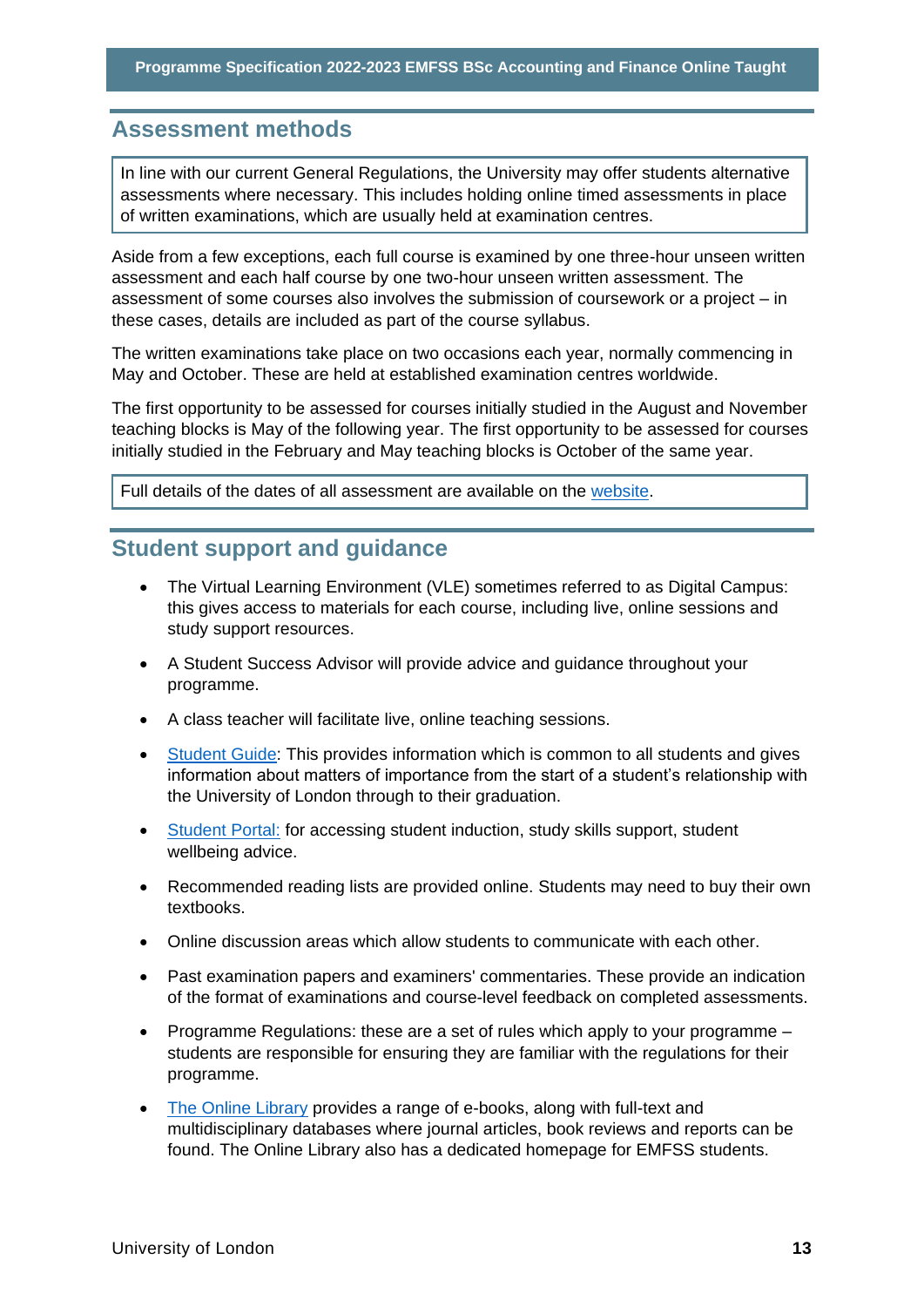## Assessment methods

In line with our current General Regulations, the University may offer students alternative assessments where necessary. This includes holding online timed assessments in place of written examinations, which are usually held at examination centres.

Aside from a few exceptions, each full course is examined by one three-hour unseen written assessment and each half course by one two-hour unseen written assessment. The assessment of some courses also involves the submission of coursework or a project – in these cases, details are included as part of the course syllabus.

The written examinations take place on two occasions each year, normally commencing in May and October. These are held at established examination centres worldwide.

The first opportunity to be assessed for courses initially studied in the August and November teaching blocks is May of the following year. The first opportunity to be assessed for courses initially studied in the February and May teaching blocks is October of the same year.

Full details of the dates of all assessment are available on the website.

## Student support and guidance

- The Virtual Learning Environment (VLE) sometimes referred to as Digital Campus: this gives access to materials for each course, including live, online sessions and study support resources.
- A Student Success Advisor will provide advice and guidance throughout your programme.
- A class teacher will facilitate live, online teaching sessions.
- Student Guide: This provides information which is common to all students and gives information about matters of importance from the start of a student's relationship with the University of London through to their graduation.
- Student Portal: for accessing student induction, study skills support, student wellbeing advice.
- Recommended reading lists are provided online. Students may need to buy their own textbooks.
- Online discussion areas which allow students to communicate with each other.
- Past examination papers and examiners' commentaries. These provide an indication of the format of examinations and course-level feedback on completed assessments.
- Programme Regulations: these are a set of rules which apply to your programme – students are responsible for ensuring they are familiar with the regulations for their programme.
- The Online Library provides a range of e-books, along with full-text and multidisciplinary databases where journal articles, book reviews and reports can be found. The Online Library also has a dedicated homepage for EMFSS students.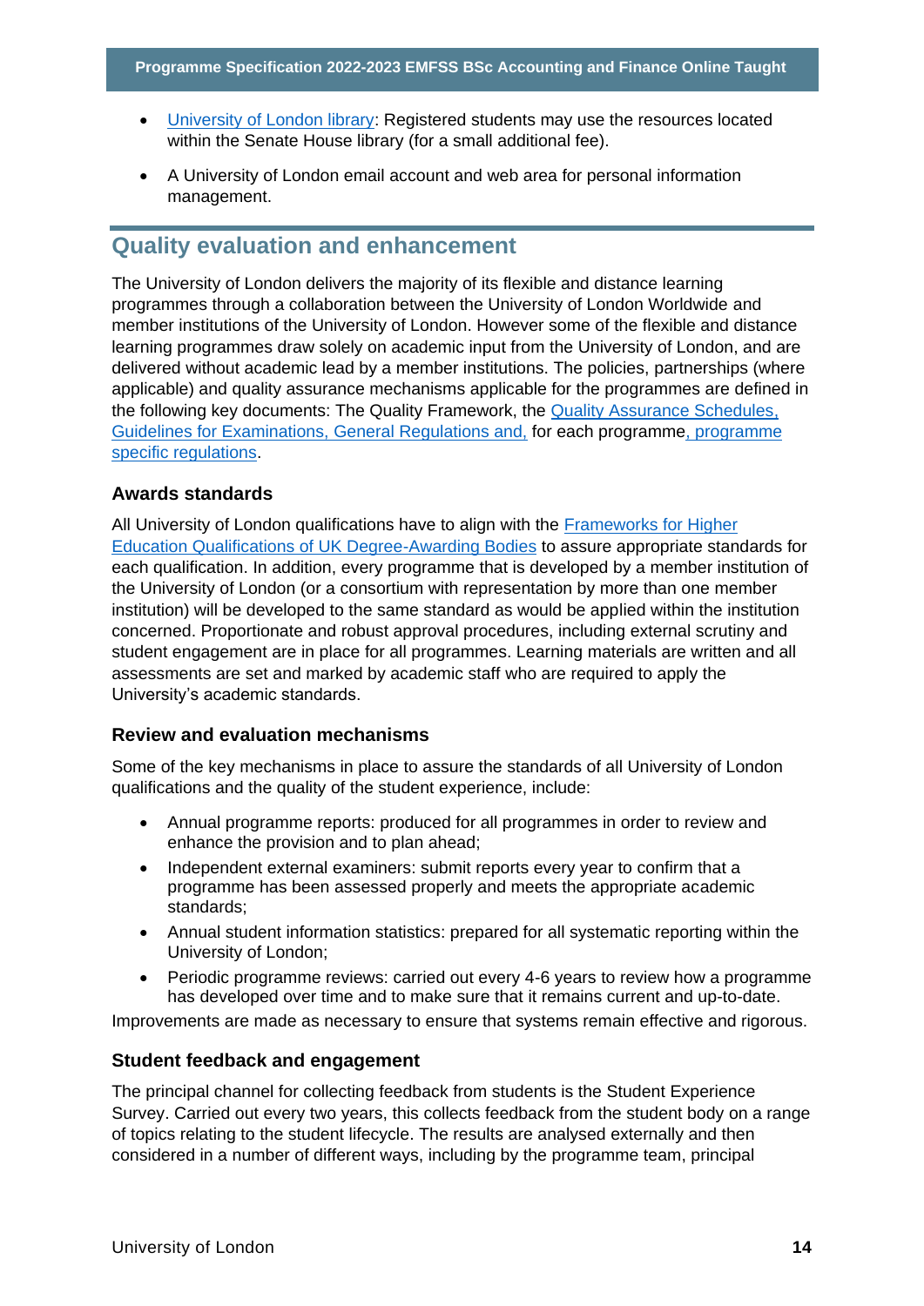- University of London library: Registered students may use the resources located within the Senate House library (for a small additional fee).
- A University of London email account and web area for personal information management.

## Quality evaluation and enhancement

The University of London delivers the majority of its flexible and distance learning programmes through a collaboration between the University of London Worldwide and member institutions of the University of London. However some of the flexible and distance learning programmes draw solely on academic input from the University of London, and are delivered without academic lead by a member institutions. The policies, partnerships (where applicable) and quality assurance mechanisms applicable for the programmes are defined in the following key documents: The Quality Framework, the Quality Assurance Schedules, Guidelines for Examinations, General Regulations and, for each programme, programme specific regulations.

### Awards standards

All University of London qualifications have to align with the Frameworks for Higher Education Qualifications of UK Degree-Awarding Bodies to assure appropriate standards for each qualification. In addition, every programme that is developed by a member institution of the University of London (or a consortium with representation by more than one member institution) will be developed to the same standard as would be applied within the institution concerned. Proportionate and robust approval procedures, including external scrutiny and student engagement are in place for all programmes. Learning materials are written and all assessments are set and marked by academic staff who are required to apply the University's academic standards.

### Review and evaluation mechanisms

Some of the key mechanisms in place to assure the standards of all University of London qualifications and the quality of the student experience, include:

- Annual programme reports: produced for all programmes in order to review and enhance the provision and to plan ahead;
- Independent external examiners: submit reports every year to confirm that a programme has been assessed properly and meets the appropriate academic standards;
- Annual student information statistics: prepared for all systematic reporting within the University of London;
- Periodic programme reviews: carried out every 4-6 years to review how a programme has developed over time and to make sure that it remains current and up-to-date.

Improvements are made as necessary to ensure that systems remain effective and rigorous.

### Student feedback and engagement

The principal channel for collecting feedback from students is the Student Experience Survey. Carried out every two years, this collects feedback from the student body on a range of topics relating to the student lifecycle. The results are analysed externally and then considered in a number of different ways, including by the programme team, principal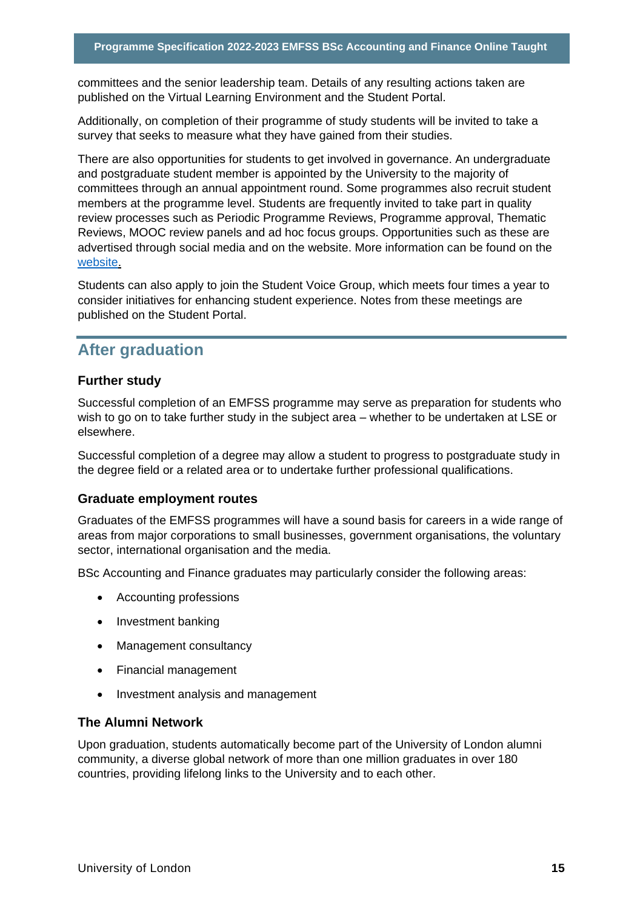committees and the senior leadership team. Details of any resulting actions taken are published on the Virtual Learning Environment and the Student Portal.

Additionally, on completion of their programme of study students will be invited to take a survey that seeks to measure what they have gained from their studies.

There are also opportunities for students to get involved in governance. An undergraduate and postgraduate student member is appointed by the University to the majority of committees through an annual appointment round. Some programmes also recruit student members at the programme level. Students are frequently invited to take part in quality review processes such as Periodic Programme Reviews, Programme approval, Thematic Reviews, MOOC review panels and ad hoc focus groups. Opportunities such as these are advertised through social media and on the website. More information can be found on the website.

Students can also apply to join the Student Voice Group, which meets four times a year to consider initiatives for enhancing student experience. Notes from these meetings are published on the Student Portal.

## After graduation

### Further study

Successful completion of an EMFSS programme may serve as preparation for students who wish to go on to take further study in the subject area – whether to be undertaken at LSE or elsewhere.

Successful completion of a degree may allow a student to progress to postgraduate study in the degree field or a related area or to undertake further professional qualifications.

### Graduate employment routes

Graduates of the EMFSS programmes will have a sound basis for careers in a wide range of areas from major corporations to small businesses, government organisations, the voluntary sector, international organisation and the media.

BSc Accounting and Finance graduates may particularly consider the following areas:

- Accounting professions
- Investment banking
- Management consultancy
- Financial management
- Investment analysis and management

### The Alumni Network

Upon graduation, students automatically become part of the University of London alumni community, a diverse global network of more than one million graduates in over 180 countries, providing lifelong links to the University and to each other.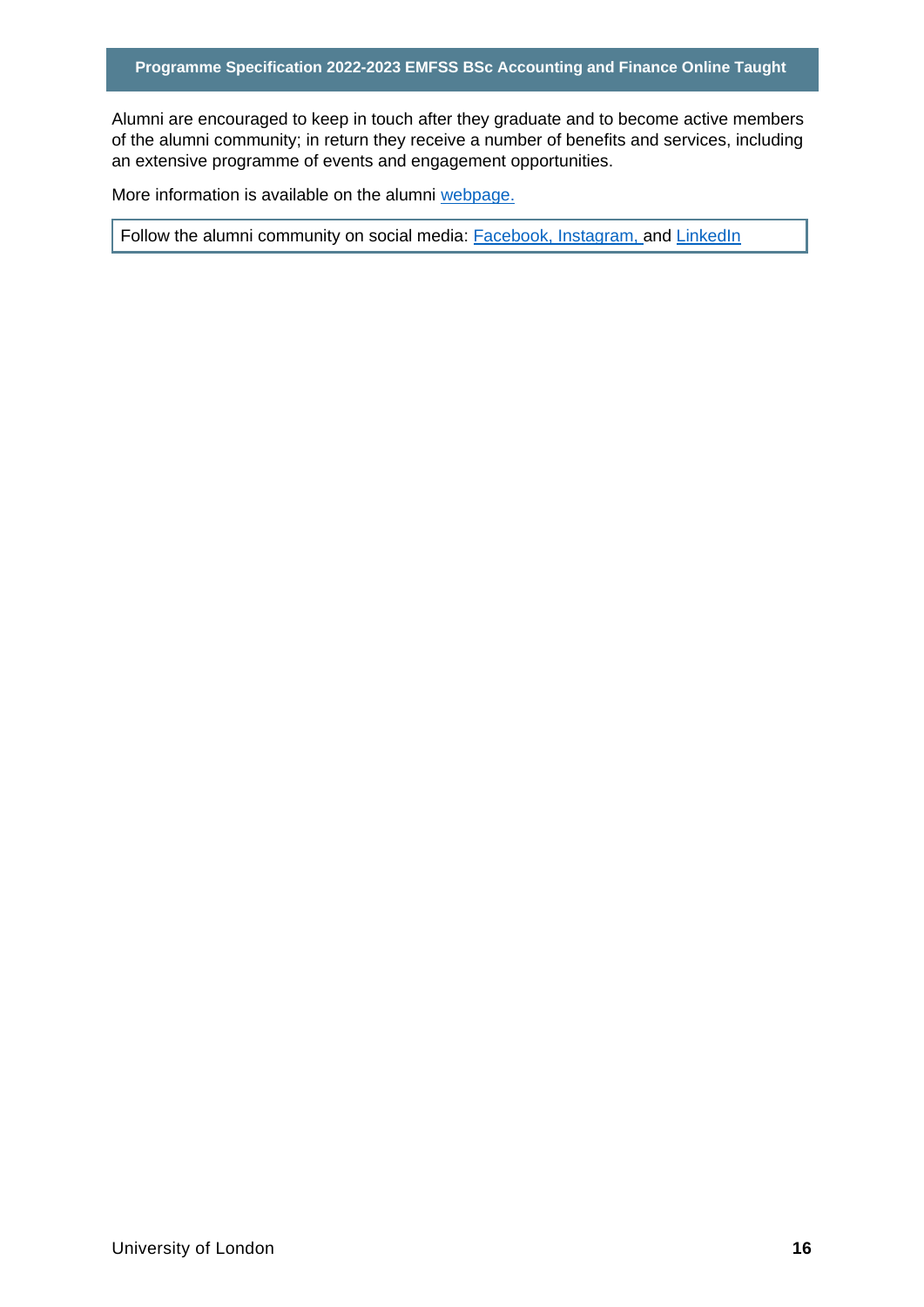Alumni are encouraged to keep in touch after they graduate and to become active members of the alumni community; in return they receive a number of benefits and services, including an extensive programme of events and engagement opportunities.

More information is available on the alumni webpage.

Follow the alumni community on social media: Facebook, Instagram, and LinkedIn